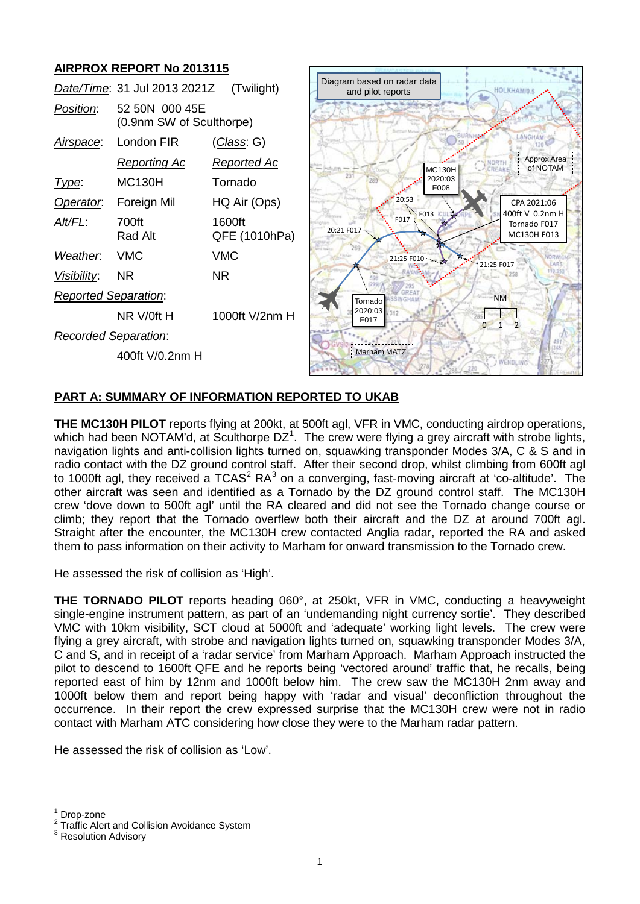## AIRPROX REPORT No 2013115

| | | |
|---|---|---|
| *Date/Time*: | 31 Jul 2013 2021Z | (Twilight) |
| *Position*: | 52 50N 000 45E (0.9nm SW of Sculthorpe) | |
| *Airspace*: | London FIR | (*Class*: G) |
| | *Reporting Ac* | *Reported Ac* |
| *Type*: | MC130H | Tornado |
| *Operator*: | Foreign Mil | HQ Air (Ops) |
| *Alt/FL*: | 700ft Rad Alt | 1600ft QFE (1010hPa) |
| *Weather*: | VMC | VMC |
| *Visibility*: | NR | NR |
| *Reported Separation*: | | |
| | NR V/0ft H | 1000ft V/2nm H |
| *Recorded Separation*: | | |
| | 400ft V/0.2nm H | |

Diagram based on radar data and pilot reports

## PART A: SUMMARY OF INFORMATION REPORTED TO UKAB

**THE MC130H PILOT** reports flying at 200kt, at 500ft agl, VFR in VMC, conducting airdrop operations, which had been NOTAM'd, at Sculthorpe DZ[1]. The crew were flying a grey aircraft with strobe lights, navigation lights and anti-collision lights turned on, squawking transponder Modes 3/A, C & S and in radio contact with the DZ ground control staff. After their second drop, whilst climbing from 600ft agl to 1000ft agl, they received a TCAS[2] RA[3] on a converging, fast-moving aircraft at 'co-altitude'. The other aircraft was seen and identified as a Tornado by the DZ ground control staff. The MC130H crew 'dove down to 500ft agl' until the RA cleared and did not see the Tornado change course or climb; they report that the Tornado overflew both their aircraft and the DZ at around 700ft agl. Straight after the encounter, the MC130H crew contacted Anglia radar, reported the RA and asked them to pass information on their activity to Marham for onward transmission to the Tornado crew.

He assessed the risk of collision as 'High'.

**THE TORNADO PILOT** reports heading 060°, at 250kt, VFR in VMC, conducting a heavyweight single-engine instrument pattern, as part of an 'undemanding night currency sortie'. They described VMC with 10km visibility, SCT cloud at 5000ft and 'adequate' working light levels. The crew were flying a grey aircraft, with strobe and navigation lights turned on, squawking transponder Modes 3/A, C and S, and in receipt of a 'radar service' from Marham Approach. Marham Approach instructed the pilot to descend to 1600ft QFE and he reports being 'vectored around' traffic that, he recalls, being reported east of him by 12nm and 1000ft below him. The crew saw the MC130H 2nm away and 1000ft below them and report being happy with 'radar and visual' deconfliction throughout the occurrence. In their report the crew expressed surprise that the MC130H crew were not in radio contact with Marham ATC considering how close they were to the Marham radar pattern.

He assessed the risk of collision as 'Low'.

---

[1] Drop-zone
[2] Traffic Alert and Collision Avoidance System
[3] Resolution Advisory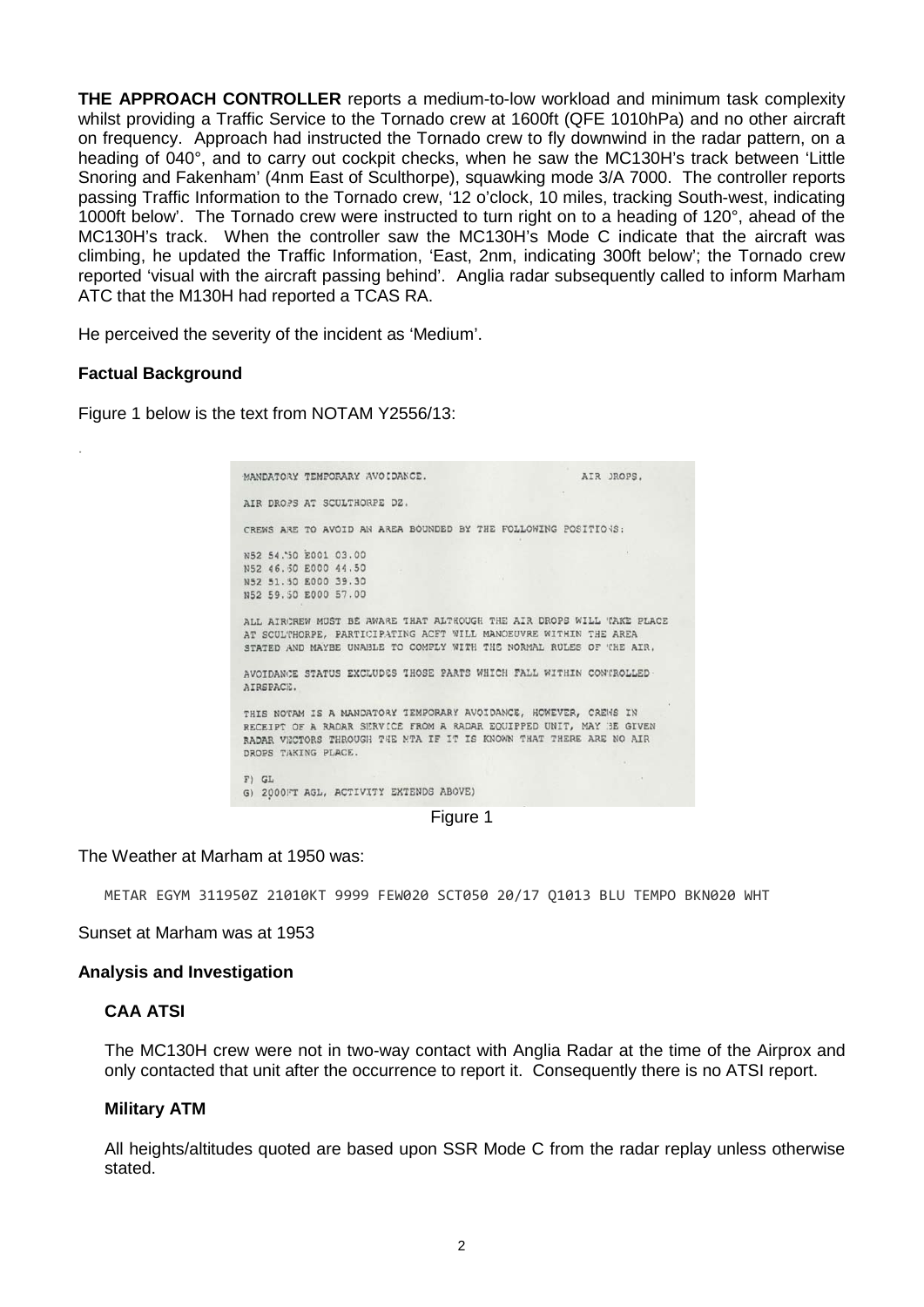**THE APPROACH CONTROLLER** reports a medium-to-low workload and minimum task complexity whilst providing a Traffic Service to the Tornado crew at 1600ft (QFE 1010hPa) and no other aircraft on frequency. Approach had instructed the Tornado crew to fly downwind in the radar pattern, on a heading of 040°, and to carry out cockpit checks, when he saw the MC130H's track between 'Little Snoring and Fakenham' (4nm East of Sculthorpe), squawking mode 3/A 7000. The controller reports passing Traffic Information to the Tornado crew, '12 o'clock, 10 miles, tracking South-west, indicating 1000ft below'. The Tornado crew were instructed to turn right on to a heading of 120°, ahead of the MC130H's track. When the controller saw the MC130H's Mode C indicate that the aircraft was climbing, he updated the Traffic Information, 'East, 2nm, indicating 300ft below'; the Tornado crew reported 'visual with the aircraft passing behind'. Anglia radar subsequently called to inform Marham ATC that the M130H had reported a TCAS RA.

He perceived the severity of the incident as 'Medium'.

### Factual Background

Figure 1 below is the text from NOTAM Y2556/13:

```
MANDATORY TEMPORARY AVOIDANCE.                          AIR DROPS.

AIR DROPS AT SCULTHORPE DZ.

CREWS ARE TO AVOID AN AREA BOUNDED BY THE FOLLOWING POSITIONS:

N52 54.50 E001 03.00
N52 46.50 E000 44.50
N52 51.50 E000 39.30
N52 59.50 E000 57.00

ALL AIRCREW MUST BE AWARE THAT ALTHOUGH THE AIR DROPS WILL TAKE PLACE
AT SCULTHORPE, PARTICIPATING ACFT WILL MANOEUVRE WITHIN THE AREA
STATED AND MAYBE UNABLE TO COMPLY WITH THE NORMAL RULES OF THE AIR.

AVOIDANCE STATUS EXCLUDES THOSE PARTS WHICH FALL WITHIN CONTROLLED
AIRSPACE.

THIS NOTAM IS A MANDATORY TEMPORARY AVOIDANCE, HOWEVER, CREWS IN
RECEIPT OF A RADAR SERVICE FROM A RADAR EQUIPPED UNIT, MAY BE GIVEN
RADAR VECTORS THROUGH THE MTA IF IT IS KNOWN THAT THERE ARE NO AIR
DROPS TAKING PLACE.

F) GL
G) 2000FT AGL, ACTIVITY EXTENDS ABOVE)
```

Figure 1

The Weather at Marham at 1950 was:

```
METAR EGYM 311950Z 21010KT 9999 FEW020 SCT050 20/17 Q1013 BLU TEMPO BKN020 WHT
```

Sunset at Marham was at 1953

### Analysis and Investigation

#### CAA ATSI

The MC130H crew were not in two-way contact with Anglia Radar at the time of the Airprox and only contacted that unit after the occurrence to report it. Consequently there is no ATSI report.

#### Military ATM

All heights/altitudes quoted are based upon SSR Mode C from the radar replay unless otherwise stated.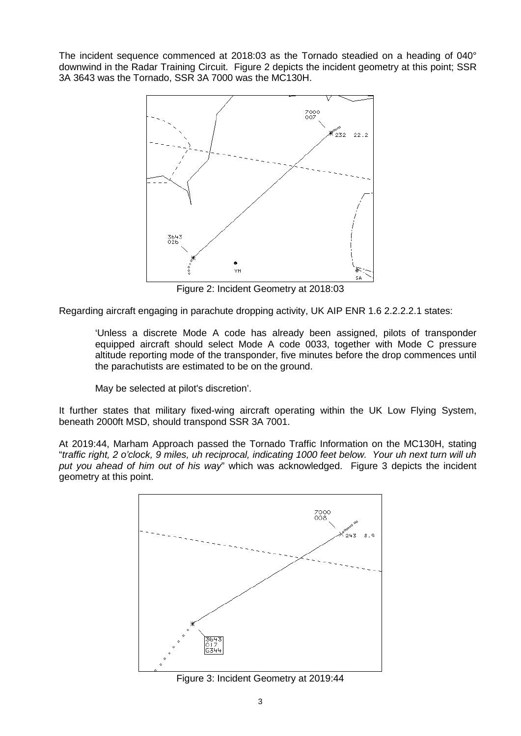The incident sequence commenced at 2018:03 as the Tornado steadied on a heading of 040° downwind in the Radar Training Circuit. Figure 2 depicts the incident geometry at this point; SSR 3A 3643 was the Tornado, SSR 3A 7000 was the MC130H.

Figure 2: Incident Geometry at 2018:03

Regarding aircraft engaging in parachute dropping activity, UK AIP ENR 1.6 2.2.2.2.1 states:

> 'Unless a discrete Mode A code has already been assigned, pilots of transponder equipped aircraft should select Mode A code 0033, together with Mode C pressure altitude reporting mode of the transponder, five minutes before the drop commences until the parachutists are estimated to be on the ground.
>
> May be selected at pilot's discretion'.

It further states that military fixed-wing aircraft operating within the UK Low Flying System, beneath 2000ft MSD, should transpond SSR 3A 7001.

At 2019:44, Marham Approach passed the Tornado Traffic Information on the MC130H, stating "*traffic right, 2 o'clock, 9 miles, uh reciprocal, indicating 1000 feet below. Your uh next turn will uh put you ahead of him out of his way*" which was acknowledged. Figure 3 depicts the incident geometry at this point.

Figure 3: Incident Geometry at 2019:44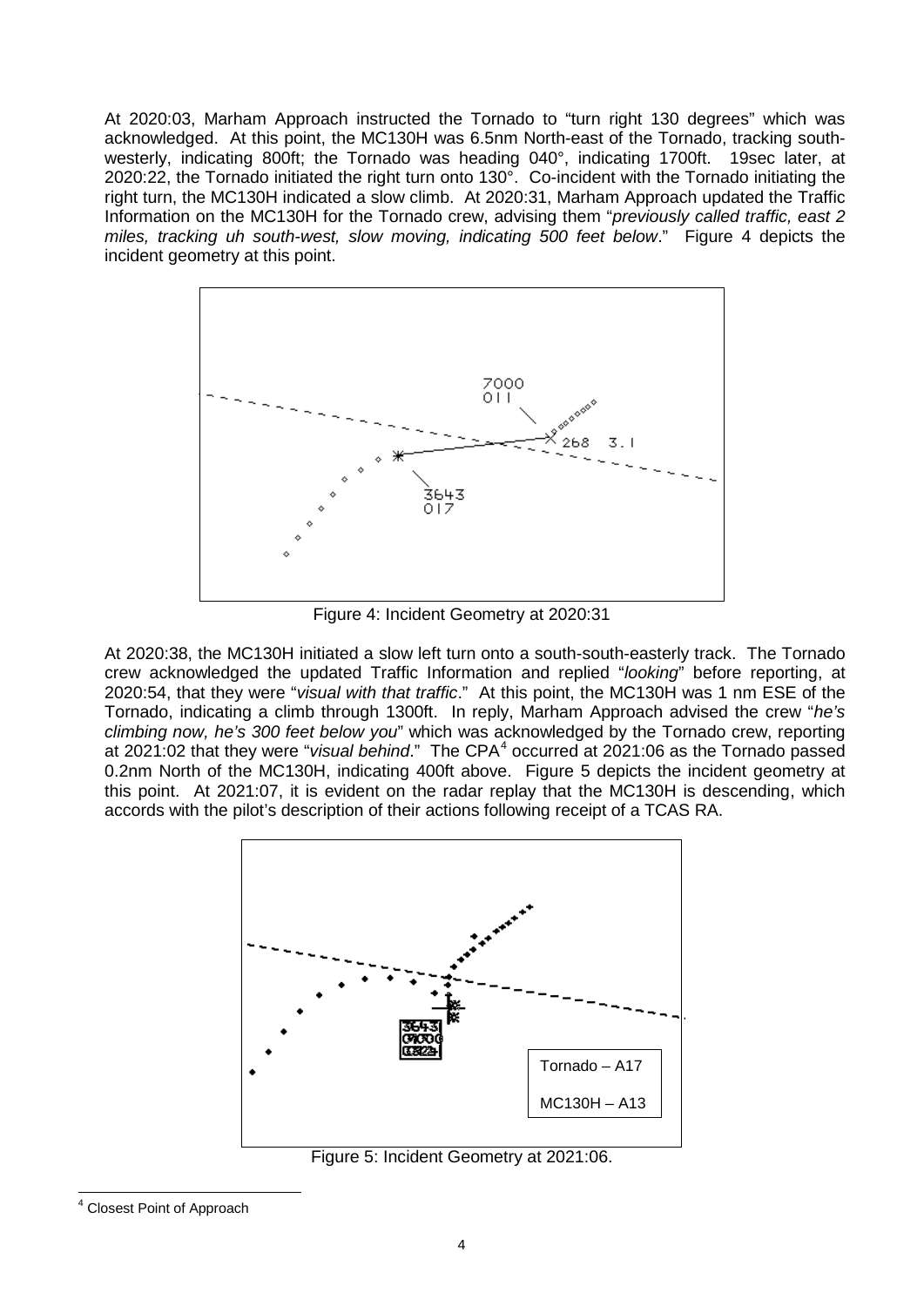At 2020:03, Marham Approach instructed the Tornado to "turn right 130 degrees" which was acknowledged. At this point, the MC130H was 6.5nm North-east of the Tornado, tracking south-westerly, indicating 800ft; the Tornado was heading 040°, indicating 1700ft. 19sec later, at 2020:22, the Tornado initiated the right turn onto 130°. Co-incident with the Tornado initiating the right turn, the MC130H indicated a slow climb. At 2020:31, Marham Approach updated the Traffic Information on the MC130H for the Tornado crew, advising them "*previously called traffic, east 2 miles, tracking uh south-west, slow moving, indicating 500 feet below*." Figure 4 depicts the incident geometry at this point.

Figure 4: Incident Geometry at 2020:31

At 2020:38, the MC130H initiated a slow left turn onto a south-south-easterly track. The Tornado crew acknowledged the updated Traffic Information and replied "*looking*" before reporting, at 2020:54, that they were "*visual with that traffic*." At this point, the MC130H was 1 nm ESE of the Tornado, indicating a climb through 1300ft. In reply, Marham Approach advised the crew "*he's climbing now, he's 300 feet below you*" which was acknowledged by the Tornado crew, reporting at 2021:02 that they were "*visual behind*." The CPA[4] occurred at 2021:06 as the Tornado passed 0.2nm North of the MC130H, indicating 400ft above. Figure 5 depicts the incident geometry at this point. At 2021:07, it is evident on the radar replay that the MC130H is descending, which accords with the pilot's description of their actions following receipt of a TCAS RA.

Figure 5: Incident Geometry at 2021:06.

[4] Closest Point of Approach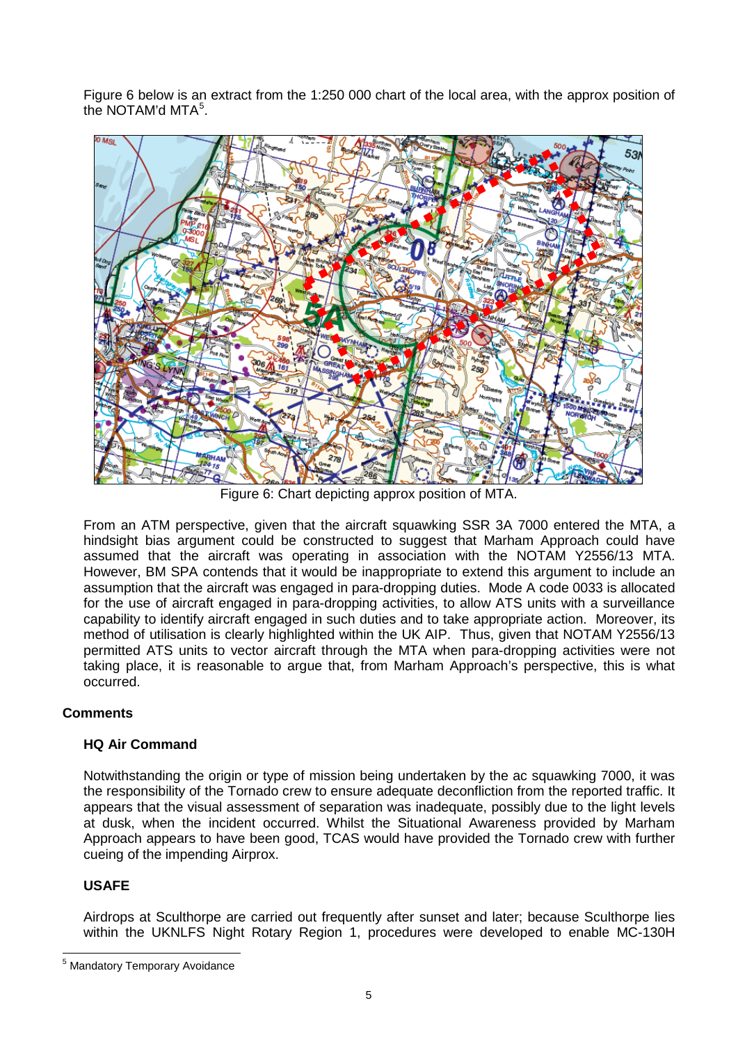Figure 6 below is an extract from the 1:250 000 chart of the local area, with the approx position of the NOTAM'd MTA[5].

Figure 6: Chart depicting approx position of MTA.

From an ATM perspective, given that the aircraft squawking SSR 3A 7000 entered the MTA, a hindsight bias argument could be constructed to suggest that Marham Approach could have assumed that the aircraft was operating in association with the NOTAM Y2556/13 MTA. However, BM SPA contends that it would be inappropriate to extend this argument to include an assumption that the aircraft was engaged in para-dropping duties. Mode A code 0033 is allocated for the use of aircraft engaged in para-dropping activities, to allow ATS units with a surveillance capability to identify aircraft engaged in such duties and to take appropriate action. Moreover, its method of utilisation is clearly highlighted within the UK AIP. Thus, given that NOTAM Y2556/13 permitted ATS units to vector aircraft through the MTA when para-dropping activities were not taking place, it is reasonable to argue that, from Marham Approach's perspective, this is what occurred.

## Comments

### HQ Air Command

Notwithstanding the origin or type of mission being undertaken by the ac squawking 7000, it was the responsibility of the Tornado crew to ensure adequate deconfliction from the reported traffic. It appears that the visual assessment of separation was inadequate, possibly due to the light levels at dusk, when the incident occurred. Whilst the Situational Awareness provided by Marham Approach appears to have been good, TCAS would have provided the Tornado crew with further cueing of the impending Airprox.

### USAFE

Airdrops at Sculthorpe are carried out frequently after sunset and later; because Sculthorpe lies within the UKNLFS Night Rotary Region 1, procedures were developed to enable MC-130H

---

[5] Mandatory Temporary Avoidance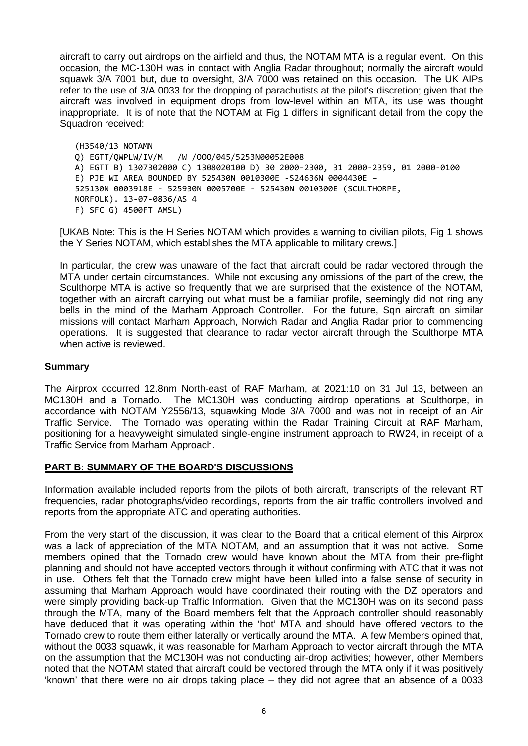aircraft to carry out airdrops on the airfield and thus, the NOTAM MTA is a regular event. On this occasion, the MC-130H was in contact with Anglia Radar throughout; normally the aircraft would squawk 3/A 7001 but, due to oversight, 3/A 7000 was retained on this occasion. The UK AIPs refer to the use of 3/A 0033 for the dropping of parachutists at the pilot's discretion; given that the aircraft was involved in equipment drops from low-level within an MTA, its use was thought inappropriate. It is of note that the NOTAM at Fig 1 differs in significant detail from the copy the Squadron received:

```
(H3540/13 NOTAMN
Q) EGTT/QWPLW/IV/M   /W /OOO/045/5253N00052E008
A) EGTT B) 1307302000 C) 1308020100 D) 30 2000-2300, 31 2000-2359, 01 2000-0100
E) PJE WI AREA BOUNDED BY 525430N 0010300E -524636N 0004430E –
525130N 0003918E - 525930N 0005700E - 525430N 0010300E (SCULTHORPE,
NORFOLK). 13-07-0836/AS 4
F) SFC G) 4500FT AMSL)
```

[UKAB Note: This is the H Series NOTAM which provides a warning to civilian pilots, Fig 1 shows the Y Series NOTAM, which establishes the MTA applicable to military crews.]

In particular, the crew was unaware of the fact that aircraft could be radar vectored through the MTA under certain circumstances. While not excusing any omissions of the part of the crew, the Sculthorpe MTA is active so frequently that we are surprised that the existence of the NOTAM, together with an aircraft carrying out what must be a familiar profile, seemingly did not ring any bells in the mind of the Marham Approach Controller. For the future, Sqn aircraft on similar missions will contact Marham Approach, Norwich Radar and Anglia Radar prior to commencing operations. It is suggested that clearance to radar vector aircraft through the Sculthorpe MTA when active is reviewed.

## Summary

The Airprox occurred 12.8nm North-east of RAF Marham, at 2021:10 on 31 Jul 13, between an MC130H and a Tornado. The MC130H was conducting airdrop operations at Sculthorpe, in accordance with NOTAM Y2556/13, squawking Mode 3/A 7000 and was not in receipt of an Air Traffic Service. The Tornado was operating within the Radar Training Circuit at RAF Marham, positioning for a heavyweight simulated single-engine instrument approach to RW24, in receipt of a Traffic Service from Marham Approach.

## PART B: SUMMARY OF THE BOARD'S DISCUSSIONS

Information available included reports from the pilots of both aircraft, transcripts of the relevant RT frequencies, radar photographs/video recordings, reports from the air traffic controllers involved and reports from the appropriate ATC and operating authorities.

From the very start of the discussion, it was clear to the Board that a critical element of this Airprox was a lack of appreciation of the MTA NOTAM, and an assumption that it was not active. Some members opined that the Tornado crew would have known about the MTA from their pre-flight planning and should not have accepted vectors through it without confirming with ATC that it was not in use. Others felt that the Tornado crew might have been lulled into a false sense of security in assuming that Marham Approach would have coordinated their routing with the DZ operators and were simply providing back-up Traffic Information. Given that the MC130H was on its second pass through the MTA, many of the Board members felt that the Approach controller should reasonably have deduced that it was operating within the 'hot' MTA and should have offered vectors to the Tornado crew to route them either laterally or vertically around the MTA. A few Members opined that, without the 0033 squawk, it was reasonable for Marham Approach to vector aircraft through the MTA on the assumption that the MC130H was not conducting air-drop activities; however, other Members noted that the NOTAM stated that aircraft could be vectored through the MTA only if it was positively 'known' that there were no air drops taking place – they did not agree that an absence of a 0033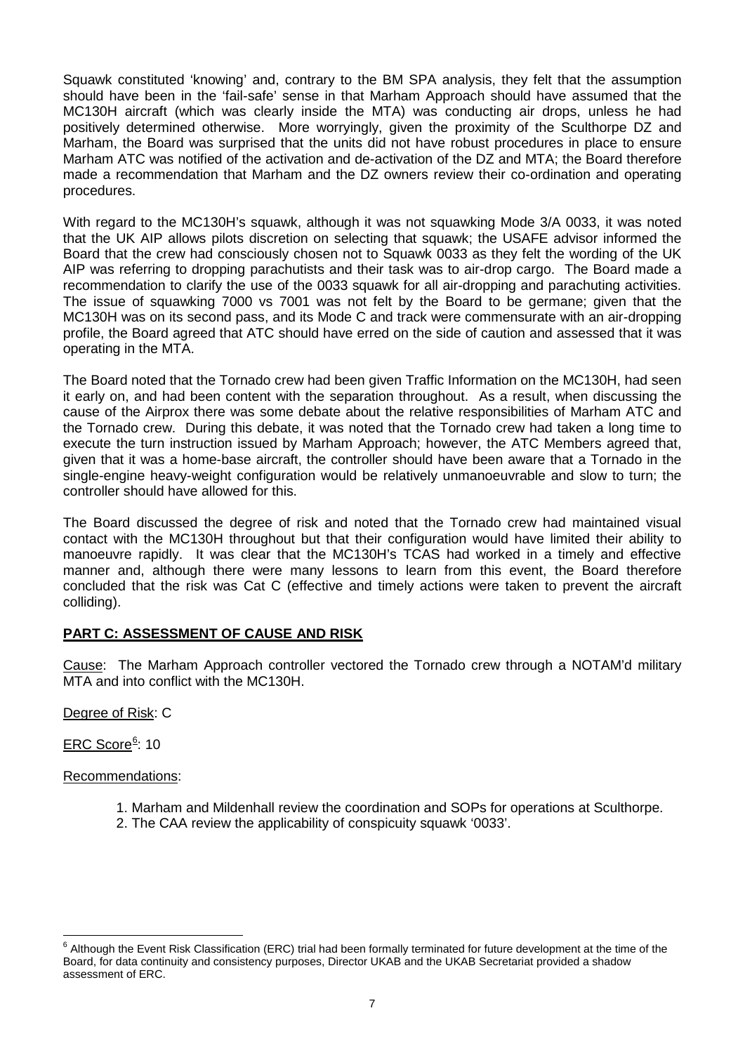Squawk constituted 'knowing' and, contrary to the BM SPA analysis, they felt that the assumption should have been in the 'fail-safe' sense in that Marham Approach should have assumed that the MC130H aircraft (which was clearly inside the MTA) was conducting air drops, unless he had positively determined otherwise. More worryingly, given the proximity of the Sculthorpe DZ and Marham, the Board was surprised that the units did not have robust procedures in place to ensure Marham ATC was notified of the activation and de-activation of the DZ and MTA; the Board therefore made a recommendation that Marham and the DZ owners review their co-ordination and operating procedures.

With regard to the MC130H's squawk, although it was not squawking Mode 3/A 0033, it was noted that the UK AIP allows pilots discretion on selecting that squawk; the USAFE advisor informed the Board that the crew had consciously chosen not to Squawk 0033 as they felt the wording of the UK AIP was referring to dropping parachutists and their task was to air-drop cargo. The Board made a recommendation to clarify the use of the 0033 squawk for all air-dropping and parachuting activities. The issue of squawking 7000 vs 7001 was not felt by the Board to be germane; given that the MC130H was on its second pass, and its Mode C and track were commensurate with an air-dropping profile, the Board agreed that ATC should have erred on the side of caution and assessed that it was operating in the MTA.

The Board noted that the Tornado crew had been given Traffic Information on the MC130H, had seen it early on, and had been content with the separation throughout. As a result, when discussing the cause of the Airprox there was some debate about the relative responsibilities of Marham ATC and the Tornado crew. During this debate, it was noted that the Tornado crew had taken a long time to execute the turn instruction issued by Marham Approach; however, the ATC Members agreed that, given that it was a home-base aircraft, the controller should have been aware that a Tornado in the single-engine heavy-weight configuration would be relatively unmanoeuvrable and slow to turn; the controller should have allowed for this.

The Board discussed the degree of risk and noted that the Tornado crew had maintained visual contact with the MC130H throughout but that their configuration would have limited their ability to manoeuvre rapidly. It was clear that the MC130H's TCAS had worked in a timely and effective manner and, although there were many lessons to learn from this event, the Board therefore concluded that the risk was Cat C (effective and timely actions were taken to prevent the aircraft colliding).

## PART C: ASSESSMENT OF CAUSE AND RISK

Cause: The Marham Approach controller vectored the Tornado crew through a NOTAM'd military MTA and into conflict with the MC130H.

Degree of Risk: C

ERC Score[6]: 10

Recommendations:

1. Marham and Mildenhall review the coordination and SOPs for operations at Sculthorpe.
2. The CAA review the applicability of conspicuity squawk '0033'.

[6] Although the Event Risk Classification (ERC) trial had been formally terminated for future development at the time of the Board, for data continuity and consistency purposes, Director UKAB and the UKAB Secretariat provided a shadow assessment of ERC.